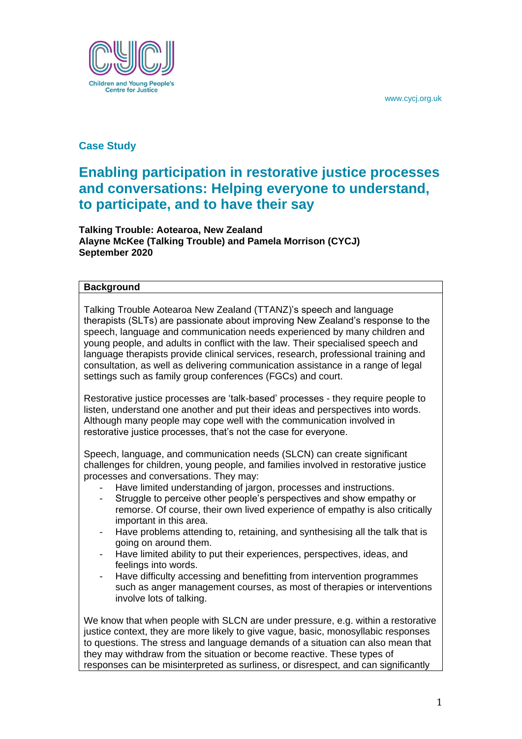Children and Young People's Centre for Justice

www.cycj.org.uk

## Case Study

# Enabling participation in restorative justice processes and conversations: Helping everyone to understand, to participate, and to have their say

**Talking Trouble: Aotearoa, New Zealand**
**Alayne McKee (Talking Trouble) and Pamela Morrison (CYCJ)**
**September 2020**

### Background

Talking Trouble Aotearoa New Zealand (TTANZ)'s speech and language therapists (SLTs) are passionate about improving New Zealand's response to the speech, language and communication needs experienced by many children and young people, and adults in conflict with the law. Their specialised speech and language therapists provide clinical services, research, professional training and consultation, as well as delivering communication assistance in a range of legal settings such as family group conferences (FGCs) and court.

Restorative justice processes are 'talk-based' processes - they require people to listen, understand one another and put their ideas and perspectives into words. Although many people may cope well with the communication involved in restorative justice processes, that's not the case for everyone.

Speech, language, and communication needs (SLCN) can create significant challenges for children, young people, and families involved in restorative justice processes and conversations. They may:

- Have limited understanding of jargon, processes and instructions.
- Struggle to perceive other people's perspectives and show empathy or remorse. Of course, their own lived experience of empathy is also critically important in this area.
- Have problems attending to, retaining, and synthesising all the talk that is going on around them.
- Have limited ability to put their experiences, perspectives, ideas, and feelings into words.
- Have difficulty accessing and benefitting from intervention programmes such as anger management courses, as most of therapies or interventions involve lots of talking.

We know that when people with SLCN are under pressure, e.g. within a restorative justice context, they are more likely to give vague, basic, monosyllabic responses to questions. The stress and language demands of a situation can also mean that they may withdraw from the situation or become reactive. These types of responses can be misinterpreted as surliness, or disrespect, and can significantly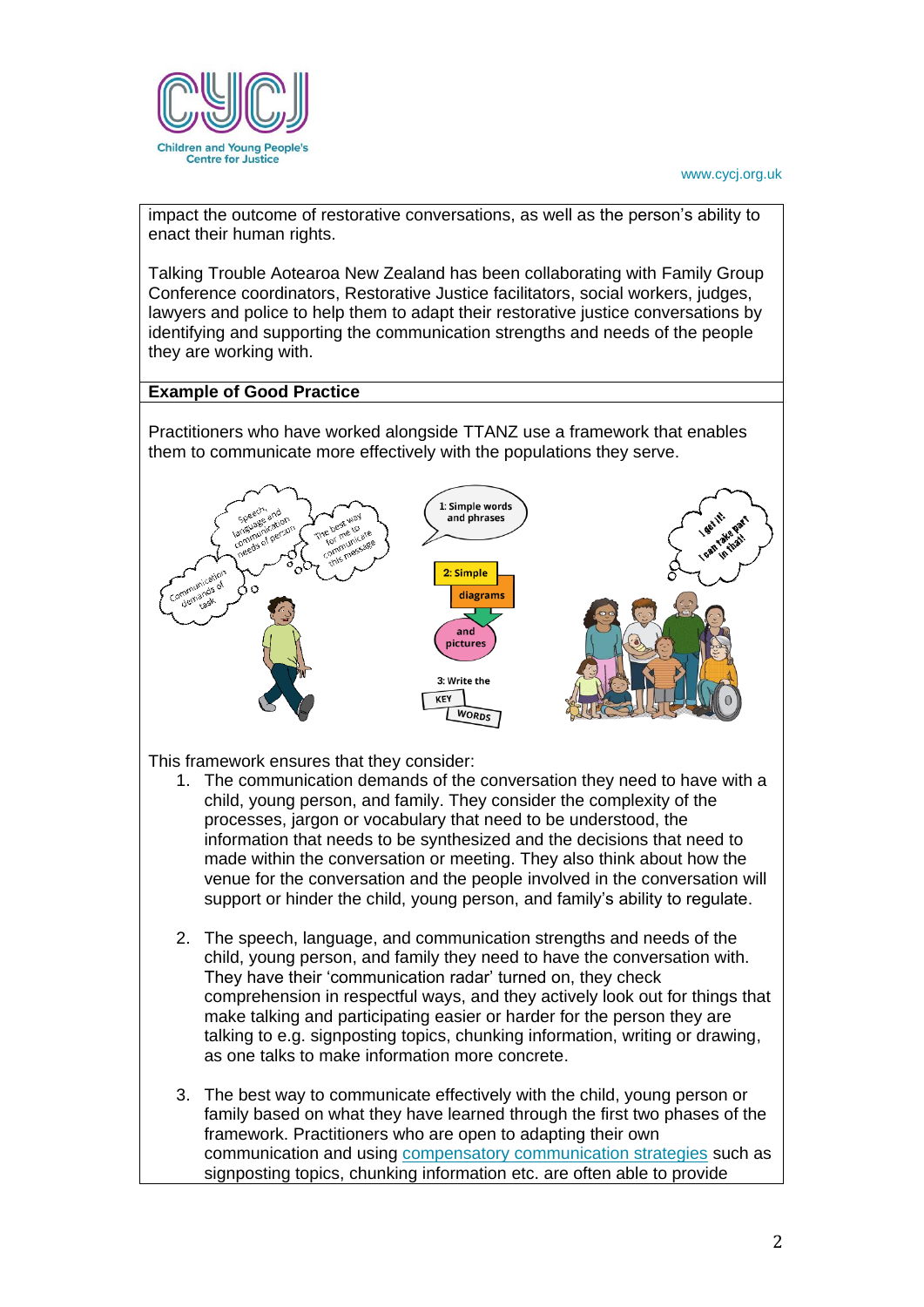impact the outcome of restorative conversations, as well as the person's ability to enact their human rights.

Talking Trouble Aotearoa New Zealand has been collaborating with Family Group Conference coordinators, Restorative Justice facilitators, social workers, judges, lawyers and police to help them to adapt their restorative justice conversations by identifying and supporting the communication strengths and needs of the people they are working with.

**Example of Good Practice**

Practitioners who have worked alongside TTANZ use a framework that enables them to communicate more effectively with the populations they serve.

This framework ensures that they consider:

1. The communication demands of the conversation they need to have with a child, young person, and family. They consider the complexity of the processes, jargon or vocabulary that need to be understood, the information that needs to be synthesized and the decisions that need to made within the conversation or meeting. They also think about how the venue for the conversation and the people involved in the conversation will support or hinder the child, young person, and family's ability to regulate.

2. The speech, language, and communication strengths and needs of the child, young person, and family they need to have the conversation with. They have their 'communication radar' turned on, they check comprehension in respectful ways, and they actively look out for things that make talking and participating easier or harder for the person they are talking to e.g. signposting topics, chunking information, writing or drawing, as one talks to make information more concrete.

3. The best way to communicate effectively with the child, young person or family based on what they have learned through the first two phases of the framework. Practitioners who are open to adapting their own communication and using compensatory communication strategies such as signposting topics, chunking information etc. are often able to provide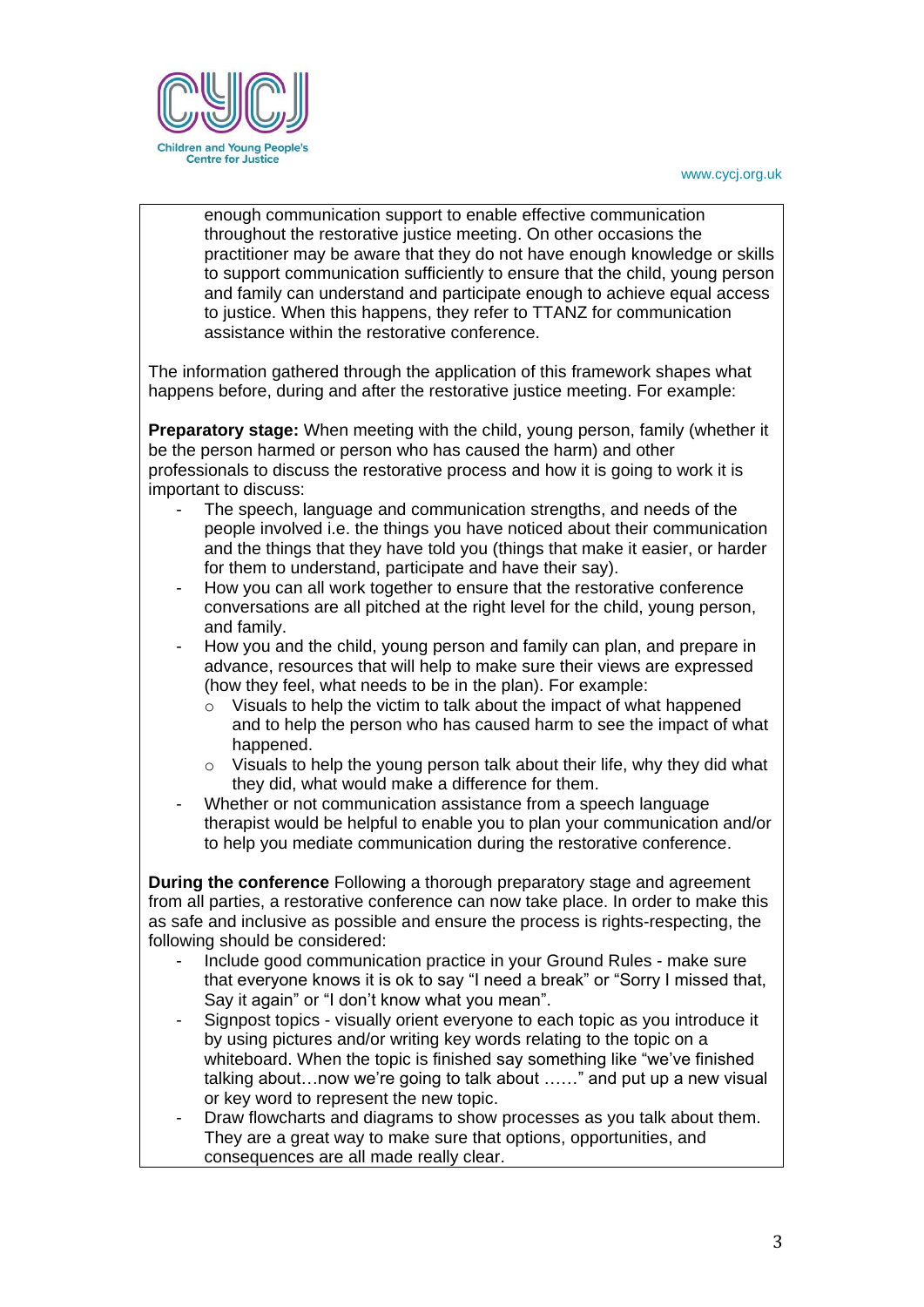enough communication support to enable effective communication throughout the restorative justice meeting. On other occasions the practitioner may be aware that they do not have enough knowledge or skills to support communication sufficiently to ensure that the child, young person and family can understand and participate enough to achieve equal access to justice. When this happens, they refer to TTANZ for communication assistance within the restorative conference.

The information gathered through the application of this framework shapes what happens before, during and after the restorative justice meeting. For example:

**Preparatory stage:** When meeting with the child, young person, family (whether it be the person harmed or person who has caused the harm) and other professionals to discuss the restorative process and how it is going to work it is important to discuss:

- The speech, language and communication strengths, and needs of the people involved i.e. the things you have noticed about their communication and the things that they have told you (things that make it easier, or harder for them to understand, participate and have their say).
- How you can all work together to ensure that the restorative conference conversations are all pitched at the right level for the child, young person, and family.
- How you and the child, young person and family can plan, and prepare in advance, resources that will help to make sure their views are expressed (how they feel, what needs to be in the plan). For example:
  - Visuals to help the victim to talk about the impact of what happened and to help the person who has caused harm to see the impact of what happened.
  - Visuals to help the young person talk about their life, why they did what they did, what would make a difference for them.
- Whether or not communication assistance from a speech language therapist would be helpful to enable you to plan your communication and/or to help you mediate communication during the restorative conference.

**During the conference** Following a thorough preparatory stage and agreement from all parties, a restorative conference can now take place. In order to make this as safe and inclusive as possible and ensure the process is rights-respecting, the following should be considered:

- Include good communication practice in your Ground Rules - make sure that everyone knows it is ok to say "I need a break" or "Sorry I missed that, Say it again" or "I don't know what you mean".
- Signpost topics - visually orient everyone to each topic as you introduce it by using pictures and/or writing key words relating to the topic on a whiteboard. When the topic is finished say something like "we've finished talking about…now we're going to talk about ……" and put up a new visual or key word to represent the new topic.
- Draw flowcharts and diagrams to show processes as you talk about them. They are a great way to make sure that options, opportunities, and consequences are all made really clear.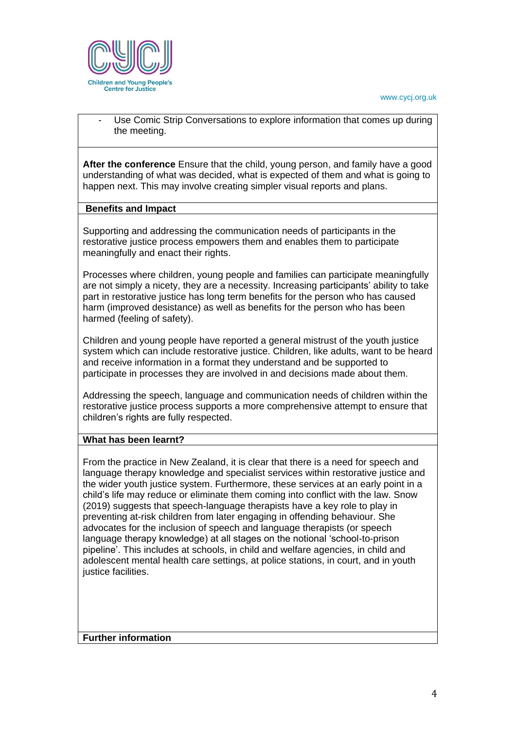- Use Comic Strip Conversations to explore information that comes up during the meeting.

**After the conference** Ensure that the child, young person, and family have a good understanding of what was decided, what is expected of them and what is going to happen next. This may involve creating simpler visual reports and plans.

**Benefits and Impact**

Supporting and addressing the communication needs of participants in the restorative justice process empowers them and enables them to participate meaningfully and enact their rights.

Processes where children, young people and families can participate meaningfully are not simply a nicety, they are a necessity. Increasing participants' ability to take part in restorative justice has long term benefits for the person who has caused harm (improved desistance) as well as benefits for the person who has been harmed (feeling of safety).

Children and young people have reported a general mistrust of the youth justice system which can include restorative justice. Children, like adults, want to be heard and receive information in a format they understand and be supported to participate in processes they are involved in and decisions made about them.

Addressing the speech, language and communication needs of children within the restorative justice process supports a more comprehensive attempt to ensure that children's rights are fully respected.

**What has been learnt?**

From the practice in New Zealand, it is clear that there is a need for speech and language therapy knowledge and specialist services within restorative justice and the wider youth justice system. Furthermore, these services at an early point in a child's life may reduce or eliminate them coming into conflict with the law. Snow (2019) suggests that speech-language therapists have a key role to play in preventing at-risk children from later engaging in offending behaviour. She advocates for the inclusion of speech and language therapists (or speech language therapy knowledge) at all stages on the notional 'school-to-prison pipeline'. This includes at schools, in child and welfare agencies, in child and adolescent mental health care settings, at police stations, in court, and in youth justice facilities.

**Further information**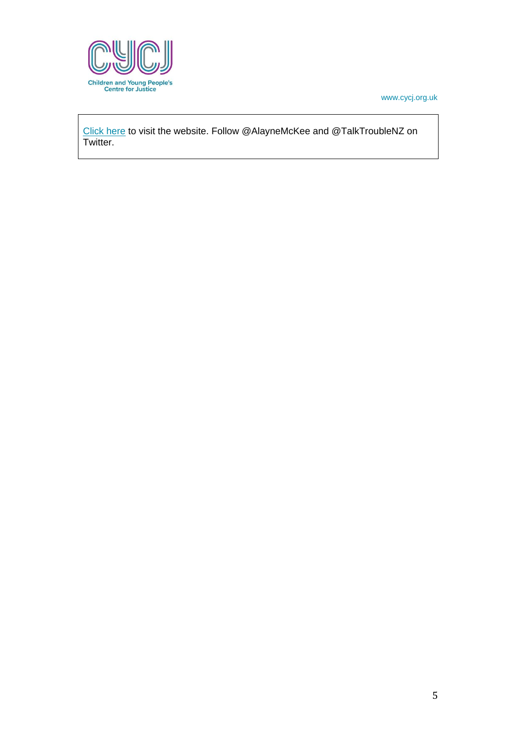Click here to visit the website. Follow @AlayneMcKee and @TalkTroubleNZ on Twitter.